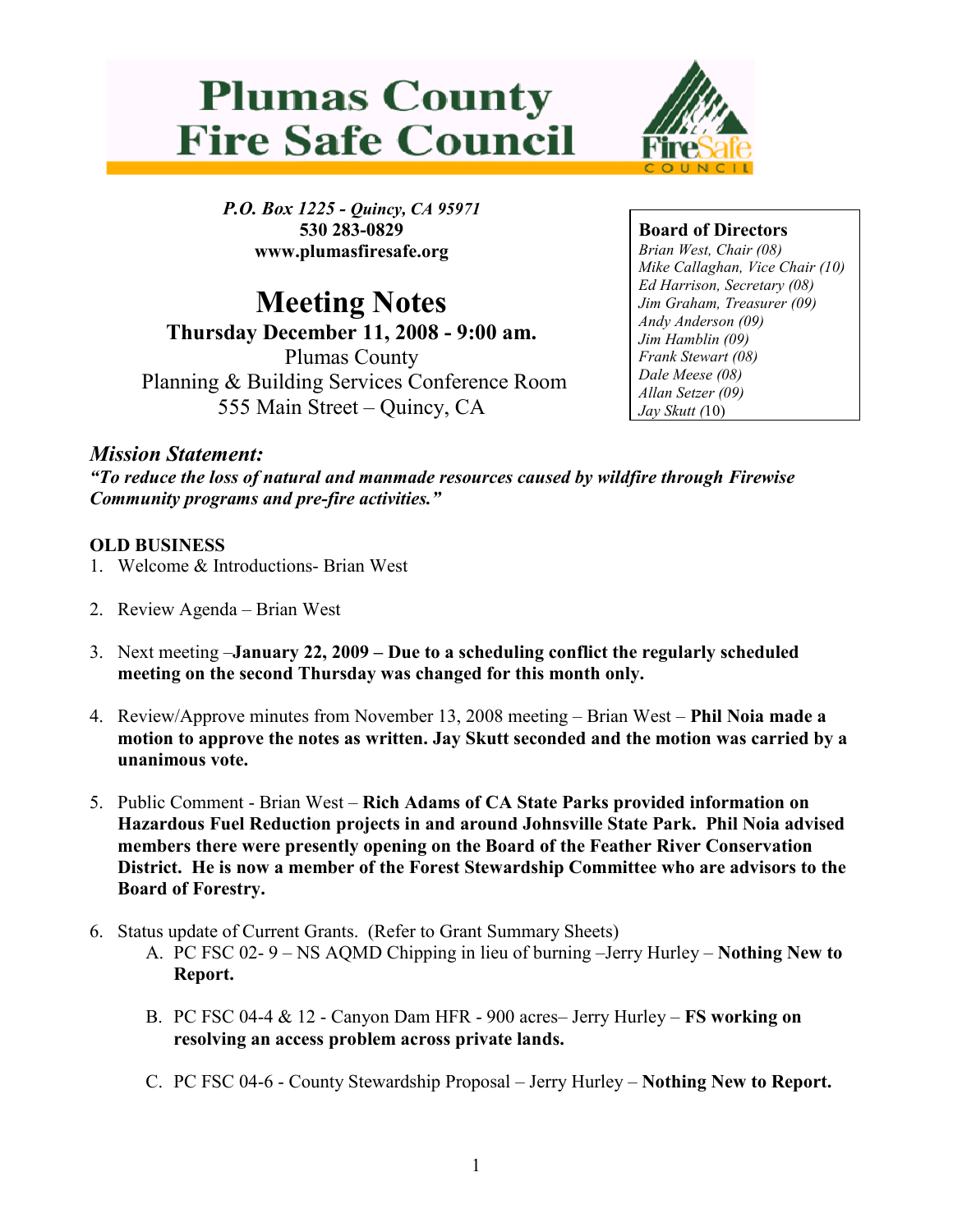# Plumas County Fire Safe Council

*P.O. Box 1225 - Quincy, CA 95971*
**530 283-0829**
**www.plumasfiresafe.org**

**Board of Directors**
*Brian West, Chair (08)*
*Mike Callaghan, Vice Chair (10)*
*Ed Harrison, Secretary (08)*
*Jim Graham, Treasurer (09)*
*Andy Anderson (09)*
*Jim Hamblin (09)*
*Frank Stewart (08)*
*Dale Meese (08)*
*Allan Setzer (09)*
*Jay Skutt (10)*

# Meeting Notes

**Thursday December 11, 2008 - 9:00 am.**
Plumas County
Planning & Building Services Conference Room
555 Main Street – Quincy, CA

## *Mission Statement:*

***"To reduce the loss of natural and manmade resources caused by wildfire through Firewise Community programs and pre-fire activities."***

**OLD BUSINESS**

1. Welcome & Introductions- Brian West

2. Review Agenda – Brian West

3. Next meeting –**January 22, 2009 – Due to a scheduling conflict the regularly scheduled meeting on the second Thursday was changed for this month only.**

4. Review/Approve minutes from November 13, 2008 meeting – Brian West – **Phil Noia made a motion to approve the notes as written. Jay Skutt seconded and the motion was carried by a unanimous vote.**

5. Public Comment - Brian West – **Rich Adams of CA State Parks provided information on Hazardous Fuel Reduction projects in and around Johnsville State Park. Phil Noia advised members there were presently opening on the Board of the Feather River Conservation District. He is now a member of the Forest Stewardship Committee who are advisors to the Board of Forestry.**

6. Status update of Current Grants. (Refer to Grant Summary Sheets)
   A. PC FSC 02- 9 – NS AQMD Chipping in lieu of burning –Jerry Hurley – **Nothing New to Report.**

   B. PC FSC 04-4 & 12 - Canyon Dam HFR - 900 acres– Jerry Hurley – **FS working on resolving an access problem across private lands.**

   C. PC FSC 04-6 - County Stewardship Proposal – Jerry Hurley – **Nothing New to Report.**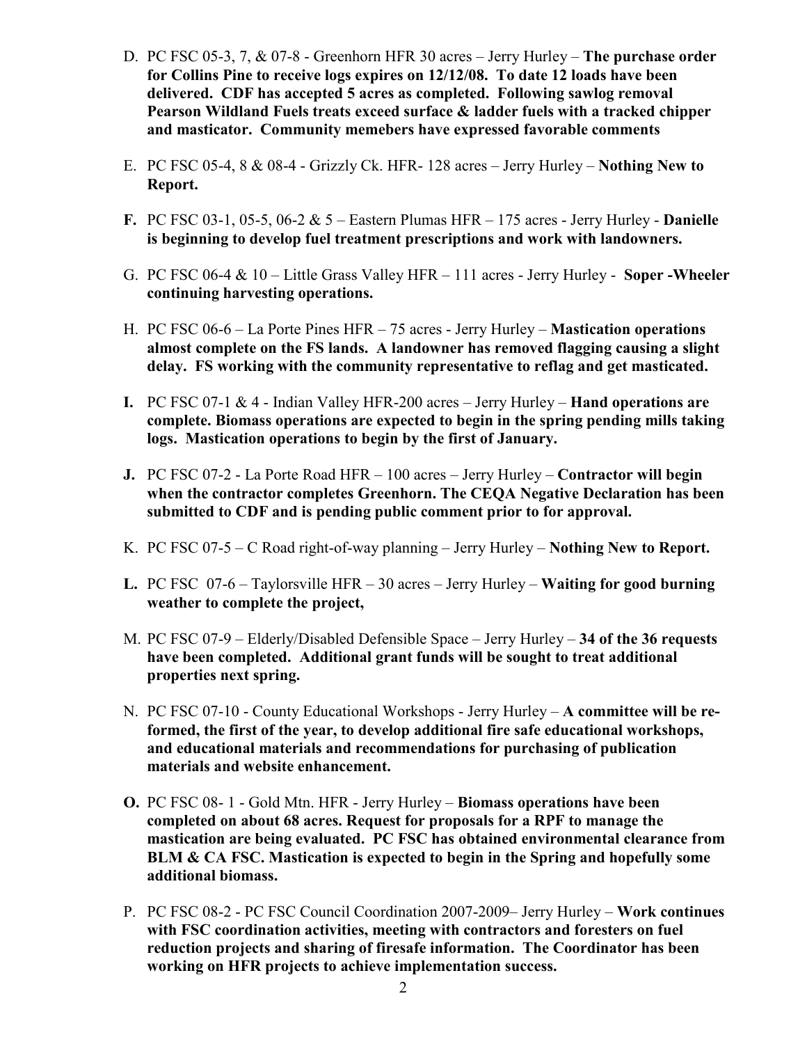D. PC FSC 05-3, 7, & 07-8 - Greenhorn HFR 30 acres – Jerry Hurley – **The purchase order for Collins Pine to receive logs expires on 12/12/08. To date 12 loads have been delivered. CDF has accepted 5 acres as completed. Following sawlog removal Pearson Wildland Fuels treats exceed surface & ladder fuels with a tracked chipper and masticator. Community memebers have expressed favorable comments**

E. PC FSC 05-4, 8 & 08-4 - Grizzly Ck. HFR- 128 acres – Jerry Hurley – **Nothing New to Report.**

**F.** PC FSC 03-1, 05-5, 06-2 & 5 – Eastern Plumas HFR – 175 acres - Jerry Hurley - **Danielle is beginning to develop fuel treatment prescriptions and work with landowners.**

G. PC FSC 06-4 & 10 – Little Grass Valley HFR – 111 acres - Jerry Hurley - **Soper -Wheeler continuing harvesting operations.**

H. PC FSC 06-6 – La Porte Pines HFR – 75 acres - Jerry Hurley – **Mastication operations almost complete on the FS lands. A landowner has removed flagging causing a slight delay. FS working with the community representative to reflag and get masticated.**

**I.** PC FSC 07-1 & 4 - Indian Valley HFR-200 acres – Jerry Hurley – **Hand operations are complete. Biomass operations are expected to begin in the spring pending mills taking logs. Mastication operations to begin by the first of January.**

**J.** PC FSC 07-2 - La Porte Road HFR – 100 acres – Jerry Hurley – **Contractor will begin when the contractor completes Greenhorn. The CEQA Negative Declaration has been submitted to CDF and is pending public comment prior to for approval.**

K. PC FSC 07-5 – C Road right-of-way planning – Jerry Hurley – **Nothing New to Report.**

**L.** PC FSC 07-6 – Taylorsville HFR – 30 acres – Jerry Hurley – **Waiting for good burning weather to complete the project,**

M. PC FSC 07-9 – Elderly/Disabled Defensible Space – Jerry Hurley – **34 of the 36 requests have been completed. Additional grant funds will be sought to treat additional properties next spring.**

N. PC FSC 07-10 - County Educational Workshops - Jerry Hurley – **A committee will be re-formed, the first of the year, to develop additional fire safe educational workshops, and educational materials and recommendations for purchasing of publication materials and website enhancement.**

**O.** PC FSC 08- 1 - Gold Mtn. HFR - Jerry Hurley – **Biomass operations have been completed on about 68 acres. Request for proposals for a RPF to manage the mastication are being evaluated. PC FSC has obtained environmental clearance from BLM & CA FSC. Mastication is expected to begin in the Spring and hopefully some additional biomass.**

P. PC FSC 08-2 - PC FSC Council Coordination 2007-2009– Jerry Hurley – **Work continues with FSC coordination activities, meeting with contractors and foresters on fuel reduction projects and sharing of firesafe information. The Coordinator has been working on HFR projects to achieve implementation success.**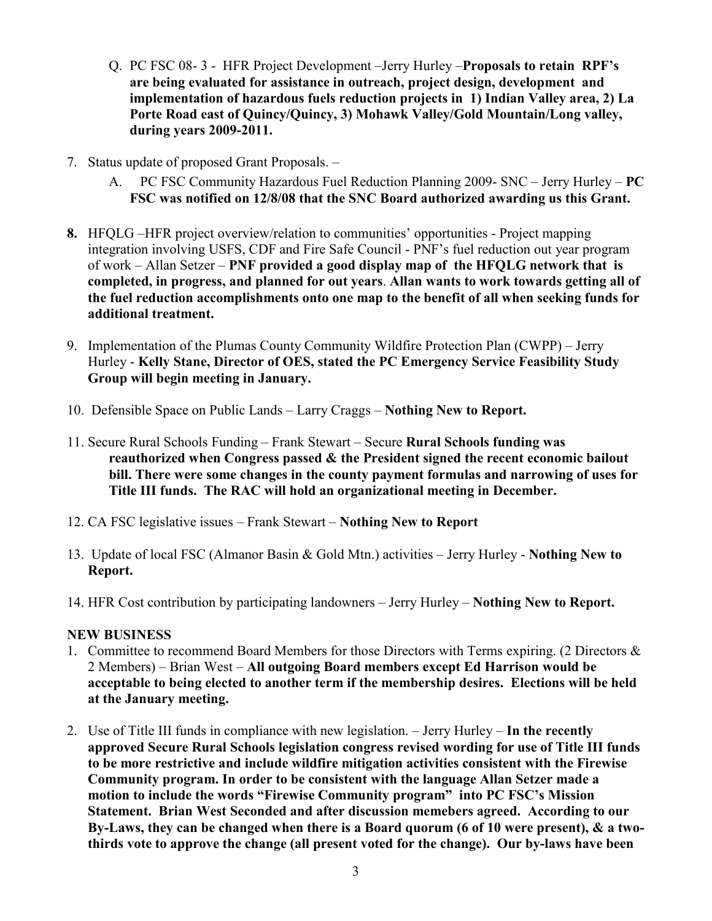Q. PC FSC 08- 3 - HFR Project Development –Jerry Hurley –**Proposals to retain RPF's are being evaluated for assistance in outreach, project design, development and implementation of hazardous fuels reduction projects in 1) Indian Valley area, 2) La Porte Road east of Quincy/Quincy, 3) Mohawk Valley/Gold Mountain/Long valley, during years 2009-2011.**

7. Status update of proposed Grant Proposals. –

   A. PC FSC Community Hazardous Fuel Reduction Planning 2009- SNC – Jerry Hurley – **PC FSC was notified on 12/8/08 that the SNC Board authorized awarding us this Grant.**

**8.** HFQLG –HFR project overview/relation to communities' opportunities - Project mapping integration involving USFS, CDF and Fire Safe Council - PNF's fuel reduction out year program of work – Allan Setzer – **PNF provided a good display map of the HFQLG network that is completed, in progress, and planned for out years**. **Allan wants to work towards getting all of the fuel reduction accomplishments onto one map to the benefit of all when seeking funds for additional treatment.**

9. Implementation of the Plumas County Community Wildfire Protection Plan (CWPP) – Jerry Hurley - **Kelly Stane, Director of OES, stated the PC Emergency Service Feasibility Study Group will begin meeting in January.**

10. Defensible Space on Public Lands – Larry Craggs – **Nothing New to Report.**

11. Secure Rural Schools Funding – Frank Stewart – Secure **Rural Schools funding was reauthorized when Congress passed & the President signed the recent economic bailout bill. There were some changes in the county payment formulas and narrowing of uses for Title III funds. The RAC will hold an organizational meeting in December.**

12. CA FSC legislative issues – Frank Stewart – **Nothing New to Report**

13. Update of local FSC (Almanor Basin & Gold Mtn.) activities – Jerry Hurley - **Nothing New to Report.**

14. HFR Cost contribution by participating landowners – Jerry Hurley – **Nothing New to Report.**

**NEW BUSINESS**

1. Committee to recommend Board Members for those Directors with Terms expiring. (2 Directors & 2 Members) – Brian West – **All outgoing Board members except Ed Harrison would be acceptable to being elected to another term if the membership desires. Elections will be held at the January meeting.**

2. Use of Title III funds in compliance with new legislation. – Jerry Hurley – **In the recently approved Secure Rural Schools legislation congress revised wording for use of Title III funds to be more restrictive and include wildfire mitigation activities consistent with the Firewise Community program. In order to be consistent with the language Allan Setzer made a motion to include the words "Firewise Community program" into PC FSC's Mission Statement. Brian West Seconded and after discussion memebers agreed. According to our By-Laws, they can be changed when there is a Board quorum (6 of 10 were present), & a two-thirds vote to approve the change (all present voted for the change). Our by-laws have been**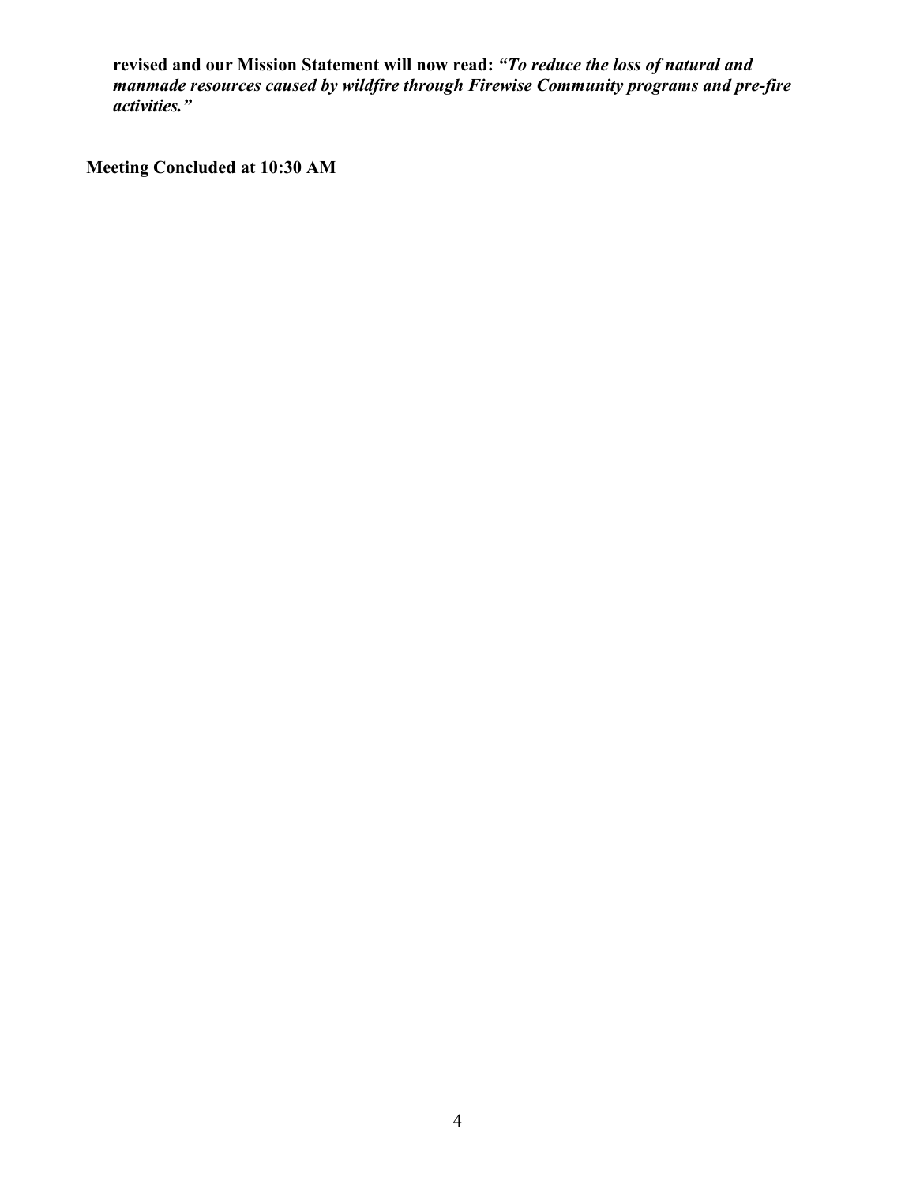**revised and our Mission Statement will now read:** ***"To reduce the loss of natural and manmade resources caused by wildfire through Firewise Community programs and pre-fire activities."***

**Meeting Concluded at 10:30 AM**